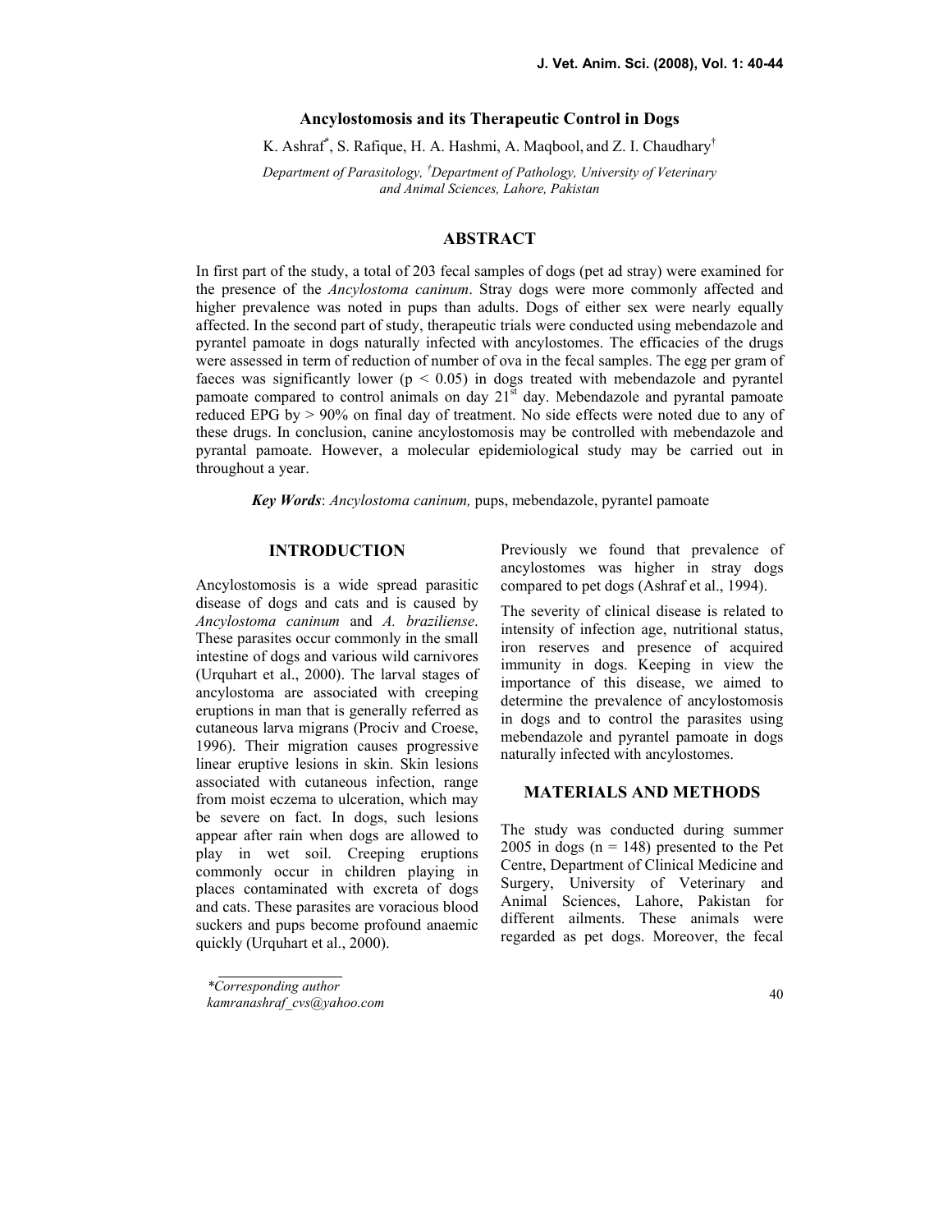# Ancylostomosis and its Therapeutic Control in Dogs

K. Ashraf[*], S. Rafique, H. A. Hashmi, A. Maqbool, and Z. I. Chaudhary[†]

*Department of Parasitology, [†]Department of Pathology, University of Veterinary and Animal Sciences, Lahore, Pakistan*

## ABSTRACT

In first part of the study, a total of 203 fecal samples of dogs (pet ad stray) were examined for the presence of the *Ancylostoma caninum*. Stray dogs were more commonly affected and higher prevalence was noted in pups than adults. Dogs of either sex were nearly equally affected. In the second part of study, therapeutic trials were conducted using mebendazole and pyrantel pamoate in dogs naturally infected with ancylostomes. The efficacies of the drugs were assessed in term of reduction of number of ova in the fecal samples. The egg per gram of faeces was significantly lower ($p < 0.05$) in dogs treated with mebendazole and pyrantel pamoate compared to control animals on day 21[st] day. Mebendazole and pyrantal pamoate reduced EPG by > 90% on final day of treatment. No side effects were noted due to any of these drugs. In conclusion, canine ancylostomosis may be controlled with mebendazole and pyrantal pamoate. However, a molecular epidemiological study may be carried out in throughout a year.

***Key Words***: *Ancylostoma caninum,* pups, mebendazole, pyrantel pamoate

## INTRODUCTION

Ancylostomosis is a wide spread parasitic disease of dogs and cats and is caused by *Ancylostoma caninum* and *A. braziliense*. These parasites occur commonly in the small intestine of dogs and various wild carnivores (Urquhart et al., 2000). The larval stages of ancylostoma are associated with creeping eruptions in man that is generally referred as cutaneous larva migrans (Prociv and Croese, 1996). Their migration causes progressive linear eruptive lesions in skin. Skin lesions associated with cutaneous infection, range from moist eczema to ulceration, which may be severe on fact. In dogs, such lesions appear after rain when dogs are allowed to play in wet soil. Creeping eruptions commonly occur in children playing in places contaminated with excreta of dogs and cats. These parasites are voracious blood suckers and pups become profound anaemic quickly (Urquhart et al., 2000).

Previously we found that prevalence of ancylostomes was higher in stray dogs compared to pet dogs (Ashraf et al., 1994).

The severity of clinical disease is related to intensity of infection age, nutritional status, iron reserves and presence of acquired immunity in dogs. Keeping in view the importance of this disease, we aimed to determine the prevalence of ancylostomosis in dogs and to control the parasites using mebendazole and pyrantel pamoate in dogs naturally infected with ancylostomes.

## MATERIALS AND METHODS

The study was conducted during summer 2005 in dogs (n = 148) presented to the Pet Centre, Department of Clinical Medicine and Surgery, University of Veterinary and Animal Sciences, Lahore, Pakistan for different ailments. These animals were regarded as pet dogs. Moreover, the fecal

*Corresponding author
kamranashraf_cvs@yahoo.com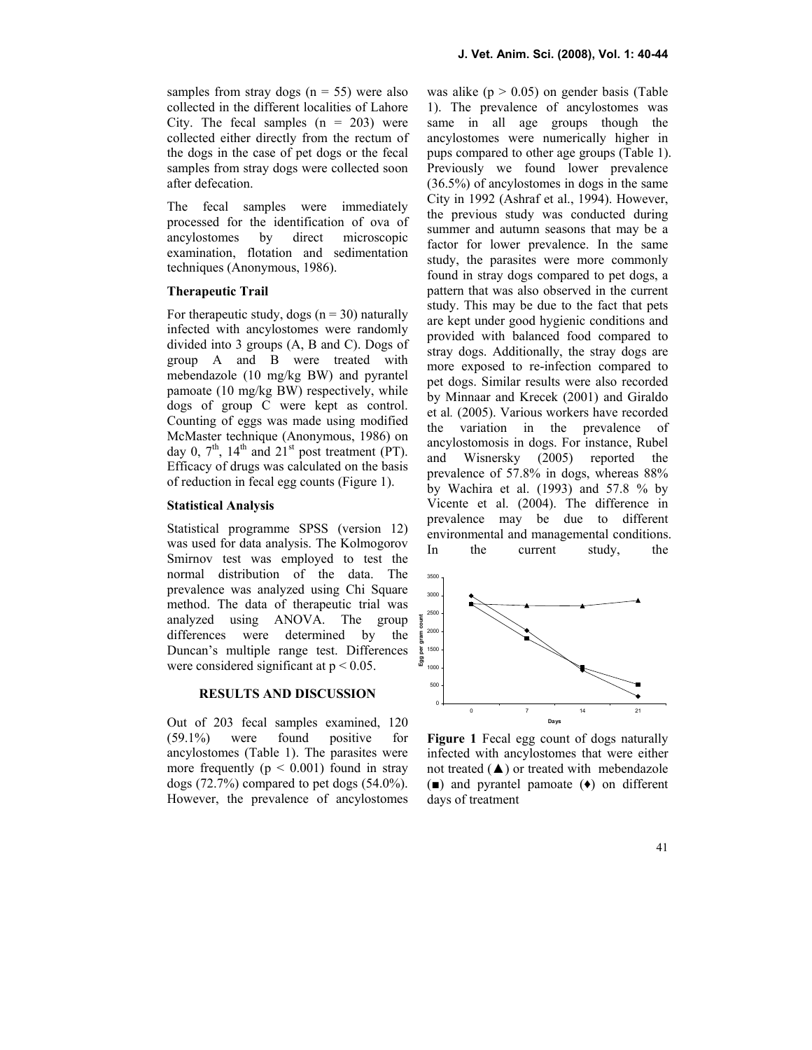samples from stray dogs (n = 55) were also collected in the different localities of Lahore City. The fecal samples (n = 203) were collected either directly from the rectum of the dogs in the case of pet dogs or the fecal samples from stray dogs were collected soon after defecation.

The fecal samples were immediately processed for the identification of ova of ancylostomes by direct microscopic examination, flotation and sedimentation techniques (Anonymous, 1986).

### Therapeutic Trail

For therapeutic study, dogs (n = 30) naturally infected with ancylostomes were randomly divided into 3 groups (A, B and C). Dogs of group A and B were treated with mebendazole (10 mg/kg BW) and pyrantel pamoate (10 mg/kg BW) respectively, while dogs of group C were kept as control. Counting of eggs was made using modified McMaster technique (Anonymous, 1986) on day 0, 7th, 14th and 21st post treatment (PT). Efficacy of drugs was calculated on the basis of reduction in fecal egg counts (Figure 1).

### Statistical Analysis

Statistical programme SPSS (version 12) was used for data analysis. The Kolmogorov Smirnov test was employed to test the normal distribution of the data. The prevalence was analyzed using Chi Square method. The data of therapeutic trial was analyzed using ANOVA. The group differences were determined by the Duncan's multiple range test. Differences were considered significant at $p < 0.05$.

## RESULTS AND DISCUSSION

Out of 203 fecal samples examined, 120 (59.1%) were found positive for ancylostomes (Table 1). The parasites were more frequently ($p < 0.001$) found in stray dogs (72.7%) compared to pet dogs (54.0%). However, the prevalence of ancylostomes was alike ($p > 0.05$) on gender basis (Table 1). The prevalence of ancylostomes was same in all age groups though the ancylostomes were numerically higher in pups compared to other age groups (Table 1). Previously we found lower prevalence (36.5%) of ancylostomes in dogs in the same City in 1992 (Ashraf et al., 1994). However, the previous study was conducted during summer and autumn seasons that may be a factor for lower prevalence. In the same study, the parasites were more commonly found in stray dogs compared to pet dogs, a pattern that was also observed in the current study. This may be due to the fact that pets are kept under good hygienic conditions and provided with balanced food compared to stray dogs. Additionally, the stray dogs are more exposed to re-infection compared to pet dogs. Similar results were also recorded by Minnaar and Krecek (2001) and Giraldo et al*.* (2005). Various workers have recorded the variation in the prevalence of ancylostomosis in dogs. For instance, Rubel and Wisnersky (2005) reported the prevalence of 57.8% in dogs, whereas 88% by Wachira et al. (1993) and 57.8 % by Vicente et al. (2004). The difference in prevalence may be due to different environmental and managemental conditions. In the current study, the

**Figure 1** Fecal egg count of dogs naturally infected with ancylostomes that were either not treated (▲) or treated with mebendazole (■) and pyrantel pamoate (♦) on different days of treatment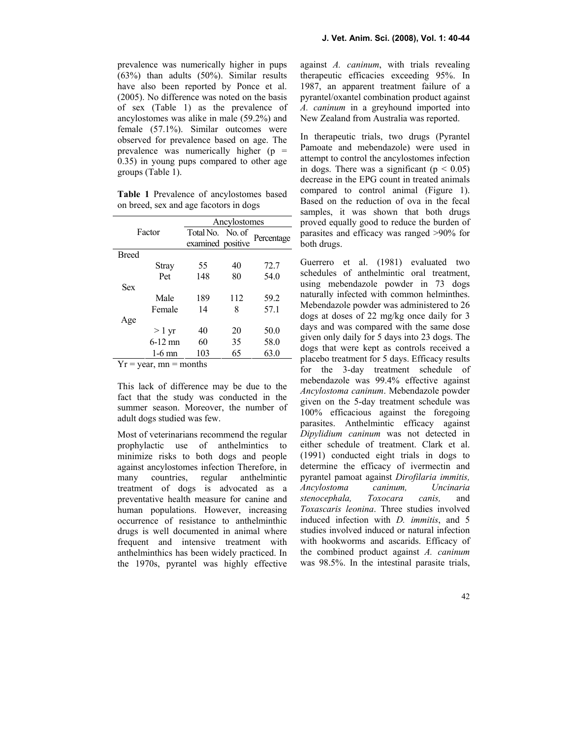prevalence was numerically higher in pups (63%) than adults (50%). Similar results have also been reported by Ponce et al. (2005). No difference was noted on the basis of sex (Table 1) as the prevalence of ancylostomes was alike in male (59.2%) and female (57.1%). Similar outcomes were observed for prevalence based on age. The prevalence was numerically higher ($p = 0.35$) in young pups compared to other age groups (Table 1).

**Table 1** Prevalence of ancylostomes based on breed, sex and age facotors in dogs

| Factor | | Ancylostomes | | |
|---|---|---|---|---|
| | | Total No. examined | No. of positive | Percentage |
| Breed | | | | |
| | Stray | 55 | 40 | 72.7 |
| | Pet | 148 | 80 | 54.0 |
| Sex | | | | |
| | Male | 189 | 112 | 59.2 |
| | Female | 14 | 8 | 57.1 |
| Age | | | | |
| | > 1 yr | 40 | 20 | 50.0 |
| | 6-12 mn | 60 | 35 | 58.0 |
| | 1-6 mn | 103 | 65 | 63.0 |

Yr = year, mn = months

This lack of difference may be due to the fact that the study was conducted in the summer season. Moreover, the number of adult dogs studied was few.

Most of veterinarians recommend the regular prophylactic use of anthelmintics to minimize risks to both dogs and people against ancylostomes infection Therefore, in many countries, regular anthelmintic treatment of dogs is advocated as a preventative health measure for canine and human populations. However, increasing occurrence of resistance to anthelminthic drugs is well documented in animal where frequent and intensive treatment with anthelminthics has been widely practiced. In the 1970s, pyrantel was highly effective against *A. caninum*, with trials revealing therapeutic efficacies exceeding 95%. In 1987, an apparent treatment failure of a pyrantel/oxantel combination product against *A. caninum* in a greyhound imported into New Zealand from Australia was reported.

In therapeutic trials, two drugs (Pyrantel Pamoate and mebendazole) were used in attempt to control the ancylostomes infection in dogs. There was a significant ($p < 0.05$) decrease in the EPG count in treated animals compared to control animal (Figure 1). Based on the reduction of ova in the fecal samples, it was shown that both drugs proved equally good to reduce the burden of parasites and efficacy was ranged >90% for both drugs.

Guerrero et al. (1981) evaluated two schedules of anthelmintic oral treatment, using mebendazole powder in 73 dogs naturally infected with common helminthes. Mebendazole powder was administered to 26 dogs at doses of 22 mg/kg once daily for 3 days and was compared with the same dose given only daily for 5 days into 23 dogs. The dogs that were kept as controls received a placebo treatment for 5 days. Efficacy results for the 3-day treatment schedule of mebendazole was 99.4% effective against *Ancylostoma caninum*. Mebendazole powder given on the 5-day treatment schedule was 100% efficacious against the foregoing parasites. Anthelmintic efficacy against *Dipylidium caninum* was not detected in either schedule of treatment. Clark et al. (1991) conducted eight trials in dogs to determine the efficacy of ivermectin and pyrantel pamoat against *Dirofilaria immitis, Ancylostoma caninum, Uncinaria stenocephala, Toxocara canis,* and *Toxascaris leonina*. Three studies involved induced infection with *D. immitis*, and 5 studies involved induced or natural infection with hookworms and ascarids. Efficacy of the combined product against *A. caninum* was 98.5%. In the intestinal parasite trials,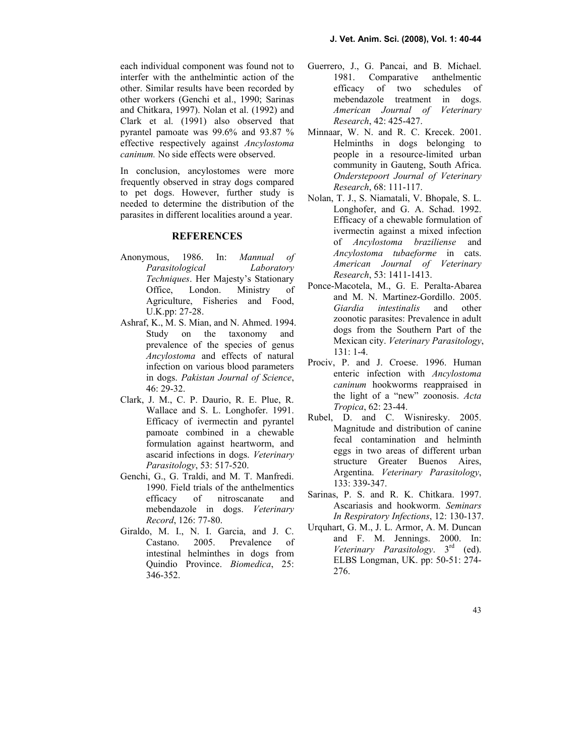each individual component was found not to interfer with the anthelmintic action of the other. Similar results have been recorded by other workers (Genchi et al., 1990; Sarinas and Chitkara, 1997). Nolan et al. (1992) and Clark et al. (1991) also observed that pyrantel pamoate was 99.6% and 93.87 % effective respectively against *Ancylostoma caninum.* No side effects were observed.

In conclusion, ancylostomes were more frequently observed in stray dogs compared to pet dogs. However, further study is needed to determine the distribution of the parasites in different localities around a year.

## REFERENCES

Anonymous, 1986. In: *Mannual of Parasitological Laboratory Techniques*. Her Majesty's Stationary Office, London. Ministry of Agriculture, Fisheries and Food, U.K.pp: 27-28.

Ashraf, K., M. S. Mian, and N. Ahmed. 1994. Study on the taxonomy and prevalence of the species of genus *Ancylostoma* and effects of natural infection on various blood parameters in dogs. *Pakistan Journal of Science*, 46: 29-32.

Clark, J. M., C. P. Daurio, R. E. Plue, R. Wallace and S. L. Longhofer. 1991. Efficacy of ivermectin and pyrantel pamoate combined in a chewable formulation against heartworm, and ascarid infections in dogs. *Veterinary Parasitology*, 53: 517-520.

Genchi, G., G. Traldi, and M. T. Manfredi. 1990. Field trials of the anthelmentics efficacy of nitroscanate and mebendazole in dogs. *Veterinary Record*, 126: 77-80.

Giraldo, M. I., N. I. Garcia, and J. C. Castano. 2005. Prevalence of intestinal helminthes in dogs from Quindio Province. *Biomedica*, 25: 346-352.

Guerrero, J., G. Pancai, and B. Michael. 1981. Comparative anthelmentic efficacy of two schedules of mebendazole treatment in dogs. *American Journal of Veterinary Research*, 42: 425-427.

Minnaar, W. N. and R. C. Krecek. 2001. Helminths in dogs belonging to people in a resource-limited urban community in Gauteng, South Africa. *Onderstepoort Journal of Veterinary Research*, 68: 111-117.

Nolan, T. J., S. Niamatali, V. Bhopale, S. L. Longhofer, and G. A. Schad. 1992. Efficacy of a chewable formulation of ivermectin against a mixed infection of *Ancylostoma braziliense* and *Ancylostoma tubaeforme* in cats. *American Journal of Veterinary Research*, 53: 1411-1413.

Ponce-Macotela, M., G. E. Peralta-Abarea and M. N. Martinez-Gordillo. 2005. *Giardia intestinalis* and other zoonotic parasites: Prevalence in adult dogs from the Southern Part of the Mexican city. *Veterinary Parasitology*, 131: 1-4.

Prociv, P. and J. Croese. 1996. Human enteric infection with *Ancylostoma caninum* hookworms reappraised in the light of a "new" zoonosis. *Acta Tropica*, 62: 23-44.

Rubel, D. and C. Wisniresky. 2005. Magnitude and distribution of canine fecal contamination and helminth eggs in two areas of different urban structure Greater Buenos Aires, Argentina. *Veterinary Parasitology*, 133: 339-347.

Sarinas, P. S. and R. K. Chitkara. 1997. Ascariasis and hookworm. *Seminars In Respiratory Infections*, 12: 130-137.

Urquhart, G. M., J. L. Armor, A. M. Duncan and F. M. Jennings. 2000. In: *Veterinary Parasitology*. 3rd (ed). ELBS Longman, UK. pp: 50-51: 274-276.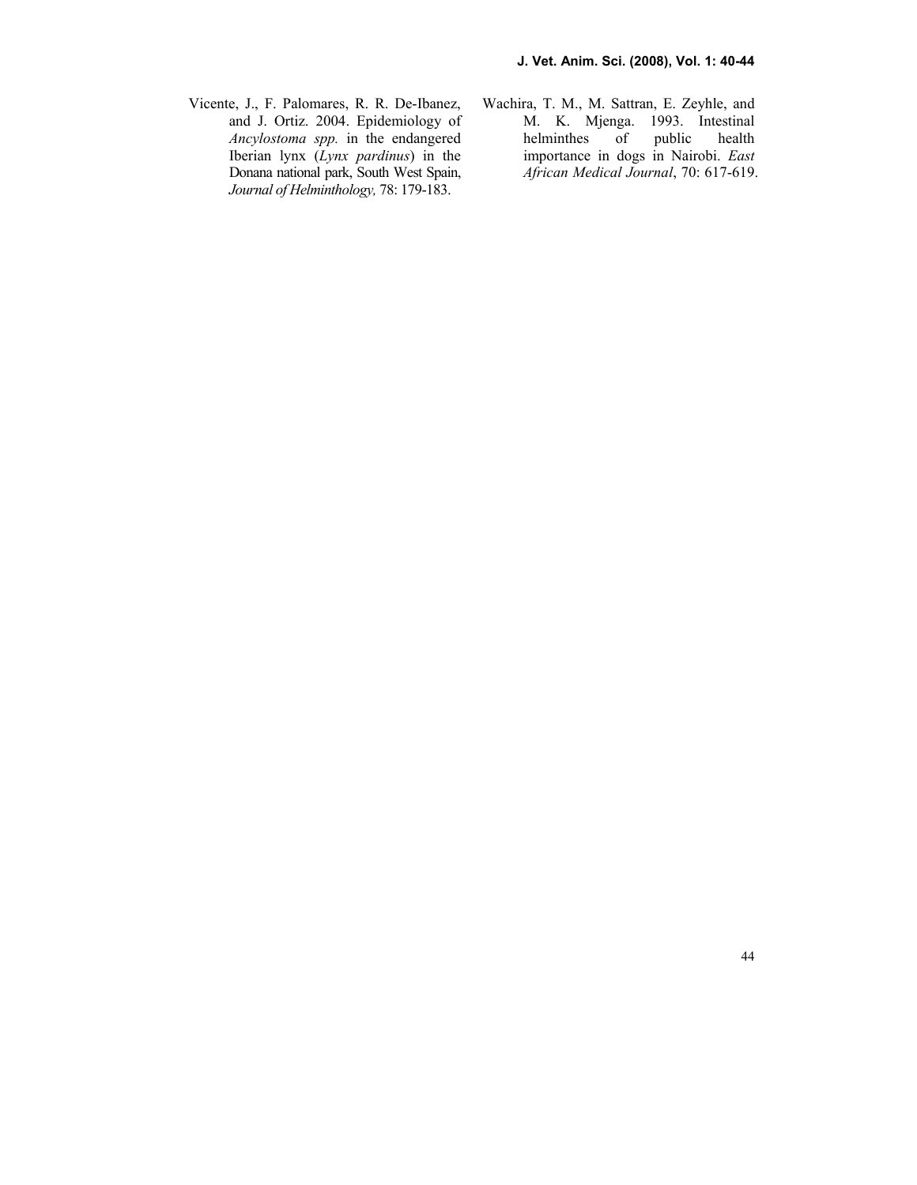Vicente, J., F. Palomares, R. R. De-Ibanez, and J. Ortiz. 2004. Epidemiology of *Ancylostoma spp.* in the endangered Iberian lynx (*Lynx pardinus*) in the Donana national park, South West Spain, *Journal of Helminthology,* 78: 179-183.

Wachira, T. M., M. Sattran, E. Zeyhle, and M. K. Mjenga. 1993. Intestinal helminthes of public health importance in dogs in Nairobi. *East African Medical Journal*, 70: 617-619.